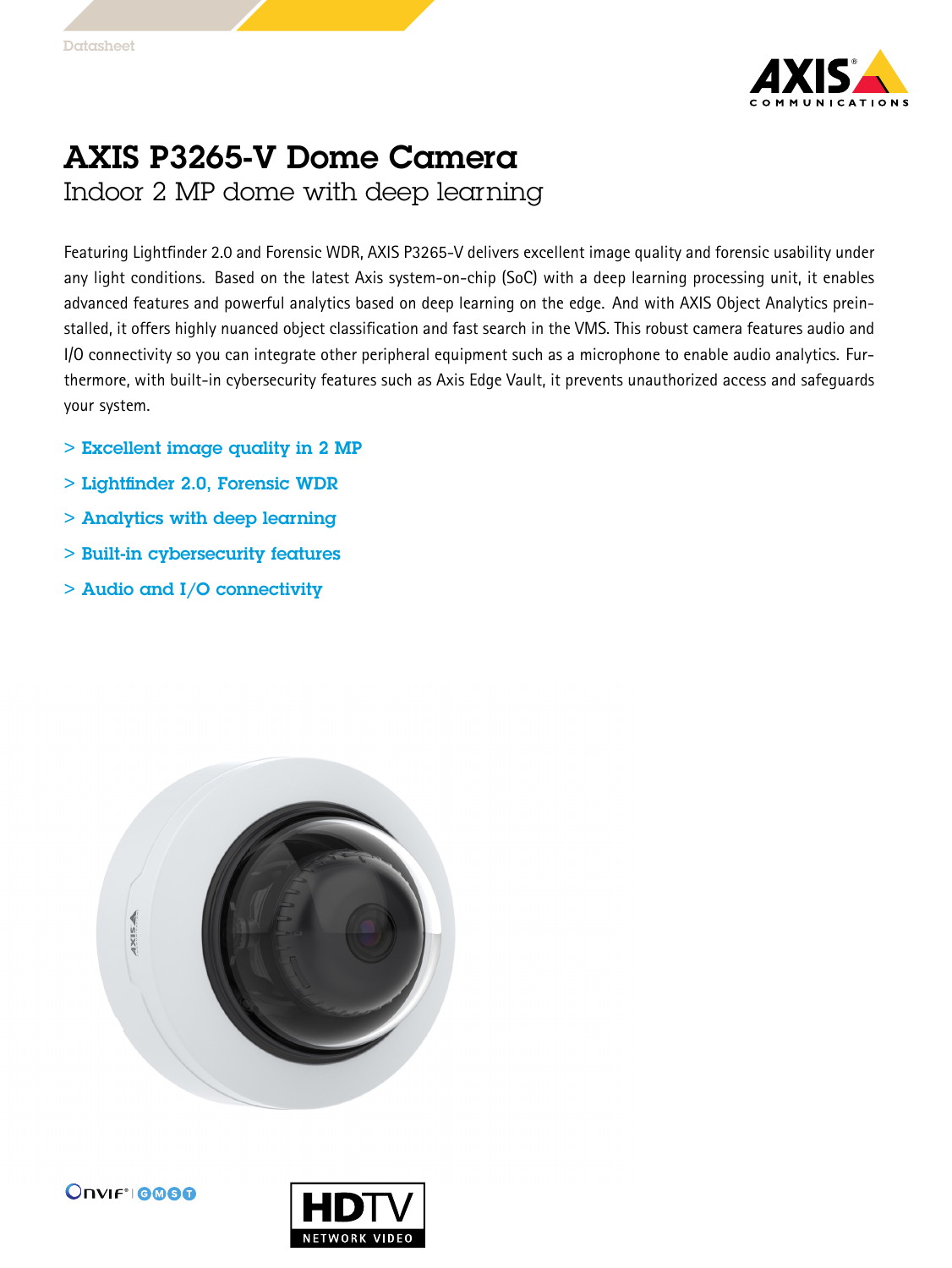# AXIS P3265-V Dome Camera

## Indoor 2 MP dome with deep learning

Featuring Lightfinder 2.0 and Forensic WDR, AXIS P3265-V delivers excellent image quality and forensic usability under any light conditions. Based on the latest Axis system-on-chip (SoC) with a deep learning processing unit, it enables advanced features and powerful analytics based on deep learning on the edge. And with AXIS Object Analytics preinstalled, it offers highly nuanced object classification and fast search in the VMS. This robust camera features audio and I/O connectivity so you can integrate other peripheral equipment such as a microphone to enable audio analytics. Furthermore, with built-in cybersecurity features such as Axis Edge Vault, it prevents unauthorized access and safeguards your system.

- Excellent image quality in 2 MP
- Lightfinder 2.0, Forensic WDR
- Analytics with deep learning
- Built-in cybersecurity features
- Audio and I/O connectivity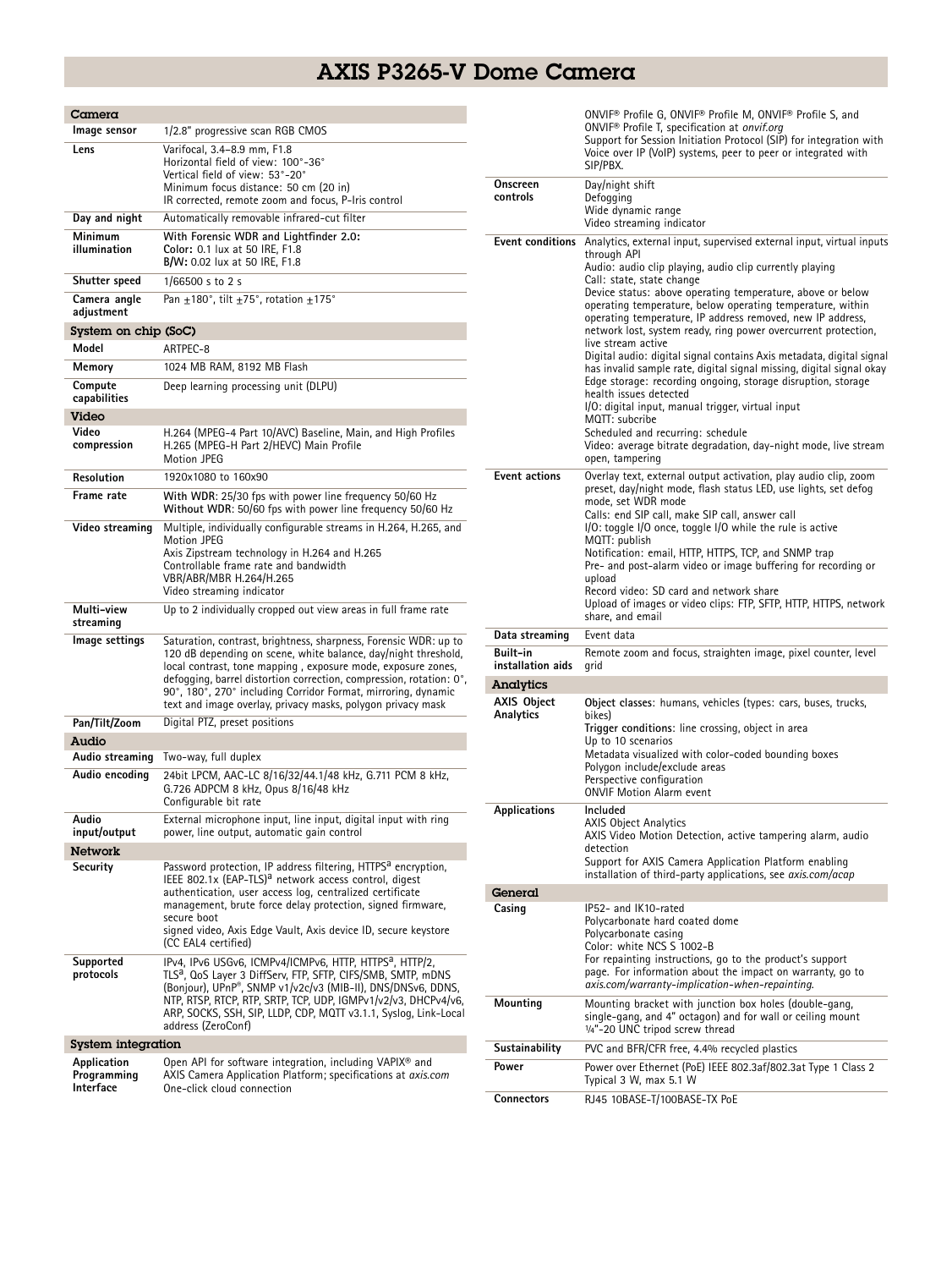# AXIS P3265-V Dome Camera

## Camera

| | |
|---|---|
| **Image sensor** | 1/2.8" progressive scan RGB CMOS |
| **Lens** | Varifocal, 3.4–8.9 mm, F1.8<br>Horizontal field of view: 100°-36°<br>Vertical field of view: 53°-20°<br>Minimum focus distance: 50 cm (20 in)<br>IR corrected, remote zoom and focus, P-Iris control |
| **Day and night** | Automatically removable infrared-cut filter |
| **Minimum illumination** | **With Forensic WDR and Lightfinder 2.0:**<br>**Color:** 0.1 lux at 50 IRE, F1.8<br>**B/W:** 0.02 lux at 50 IRE, F1.8 |
| **Shutter speed** | 1/66500 s to 2 s |
| **Camera angle adjustment** | Pan ±180°, tilt ±75°, rotation ±175° |

## System on chip (SoC)

| | |
|---|---|
| **Model** | ARTPEC-8 |
| **Memory** | 1024 MB RAM, 8192 MB Flash |
| **Compute capabilities** | Deep learning processing unit (DLPU) |

## Video

| | |
|---|---|
| **Video compression** | H.264 (MPEG-4 Part 10/AVC) Baseline, Main, and High Profiles<br>H.265 (MPEG-H Part 2/HEVC) Main Profile<br>Motion JPEG |
| **Resolution** | 1920x1080 to 160x90 |
| **Frame rate** | **With WDR**: 25/30 fps with power line frequency 50/60 Hz<br>**Without WDR**: 50/60 fps with power line frequency 50/60 Hz |
| **Video streaming** | Multiple, individually configurable streams in H.264, H.265, and Motion JPEG<br>Axis Zipstream technology in H.264 and H.265<br>Controllable frame rate and bandwidth<br>VBR/ABR/MBR H.264/H.265<br>Video streaming indicator |
| **Multi-view streaming** | Up to 2 individually cropped out view areas in full frame rate |
| **Image settings** | Saturation, contrast, brightness, sharpness, Forensic WDR: up to 120 dB depending on scene, white balance, day/night threshold, local contrast, tone mapping , exposure mode, exposure zones, defogging, barrel distortion correction, compression, rotation: 0°, 90°, 180°, 270° including Corridor Format, mirroring, dynamic text and image overlay, privacy masks, polygon privacy mask |
| **Pan/Tilt/Zoom** | Digital PTZ, preset positions |

## Audio

| | |
|---|---|
| **Audio streaming** | Two-way, full duplex |
| **Audio encoding** | 24bit LPCM, AAC-LC 8/16/32/44.1/48 kHz, G.711 PCM 8 kHz, G.726 ADPCM 8 kHz, Opus 8/16/48 kHz<br>Configurable bit rate |
| **Audio input/output** | External microphone input, line input, digital input with ring power, line output, automatic gain control |

## Network

| | |
|---|---|
| **Security** | Password protection, IP address filtering, HTTPS[a] encryption, IEEE 802.1x (EAP-TLS)[a] network access control, digest authentication, user access log, centralized certificate management, brute force delay protection, signed firmware, secure boot<br>signed video, Axis Edge Vault, Axis device ID, secure keystore (CC EAL4 certified) |
| **Supported protocols** | IPv4, IPv6 USGv6, ICMPv4/ICMPv6, HTTP, HTTPS[a], HTTP/2, TLS[a], QoS Layer 3 DiffServ, FTP, SFTP, CIFS/SMB, SMTP, mDNS (Bonjour), UPnP®, SNMP v1/v2c/v3 (MIB-II), DNS/DNSv6, DDNS, NTP, RTSP, RTCP, RTP, SRTP, TCP, UDP, IGMPv1/v2/v3, DHCPv4/v6, ARP, SOCKS, SSH, SIP, LLDP, CDP, MQTT v3.1.1, Syslog, Link-Local address (ZeroConf) |

## System integration

| | |
|---|---|
| **Application Programming Interface** | Open API for software integration, including VAPIX® and AXIS Camera Application Platform; specifications at *axis.com*<br>One-click cloud connection<br>ONVIF® Profile G, ONVIF® Profile M, ONVIF® Profile S, and ONVIF® Profile T, specification at *onvif.org*<br>Support for Session Initiation Protocol (SIP) for integration with Voice over IP (VoIP) systems, peer to peer or integrated with SIP/PBX. |
| **Onscreen controls** | Day/night shift<br>Defogging<br>Wide dynamic range<br>Video streaming indicator |
| **Event conditions** | Analytics, external input, supervised external input, virtual inputs through API<br>Audio: audio clip playing, audio clip currently playing<br>Call: state, state change<br>Device status: above operating temperature, above or below operating temperature, below operating temperature, within operating temperature, IP address removed, new IP address, network lost, system ready, ring power overcurrent protection, live stream active<br>Digital audio: digital signal contains Axis metadata, digital signal has invalid sample rate, digital signal missing, digital signal okay<br>Edge storage: recording ongoing, storage disruption, storage health issues detected<br>I/O: digital input, manual trigger, virtual input<br>MQTT: subcribe<br>Scheduled and recurring: schedule<br>Video: average bitrate degradation, day-night mode, live stream open, tampering |
| **Event actions** | Overlay text, external output activation, play audio clip, zoom preset, day/night mode, flash status LED, use lights, set defog mode, set WDR mode<br>Calls: end SIP call, make SIP call, answer call<br>I/O: toggle I/O once, toggle I/O while the rule is active<br>MQTT: publish<br>Notification: email, HTTP, HTTPS, TCP, and SNMP trap<br>Pre- and post-alarm video or image buffering for recording or upload<br>Record video: SD card and network share<br>Upload of images or video clips: FTP, SFTP, HTTP, HTTPS, network share, and email |
| **Data streaming** | Event data |
| **Built-in installation aids** | Remote zoom and focus, straighten image, pixel counter, level grid |

## Analytics

| | |
|---|---|
| **AXIS Object Analytics** | **Object classes**: humans, vehicles (types: cars, buses, trucks, bikes)<br>**Trigger conditions**: line crossing, object in area<br>Up to 10 scenarios<br>Metadata visualized with color-coded bounding boxes<br>Polygon include/exclude areas<br>Perspective configuration<br>ONVIF Motion Alarm event |
| **Applications** | Included<br>AXIS Object Analytics<br>AXIS Video Motion Detection, active tampering alarm, audio detection<br>Support for AXIS Camera Application Platform enabling installation of third-party applications, see *axis.com/acap* |

## General

| | |
|---|---|
| **Casing** | IP52- and IK10-rated<br>Polycarbonate hard coated dome<br>Polycarbonate casing<br>Color: white NCS S 1002-B<br>For repainting instructions, go to the product's support page. For information about the impact on warranty, go to *axis.com/warranty-implication-when-repainting*. |
| **Mounting** | Mounting bracket with junction box holes (double-gang, single-gang, and 4" octagon) and for wall or ceiling mount<br>¼"-20 UNC tripod screw thread |
| **Sustainability** | PVC and BFR/CFR free, 4.4% recycled plastics |
| **Power** | Power over Ethernet (PoE) IEEE 802.3af/802.3at Type 1 Class 2<br>Typical 3 W, max 5.1 W |
| **Connectors** | RJ45 10BASE-T/100BASE-TX PoE |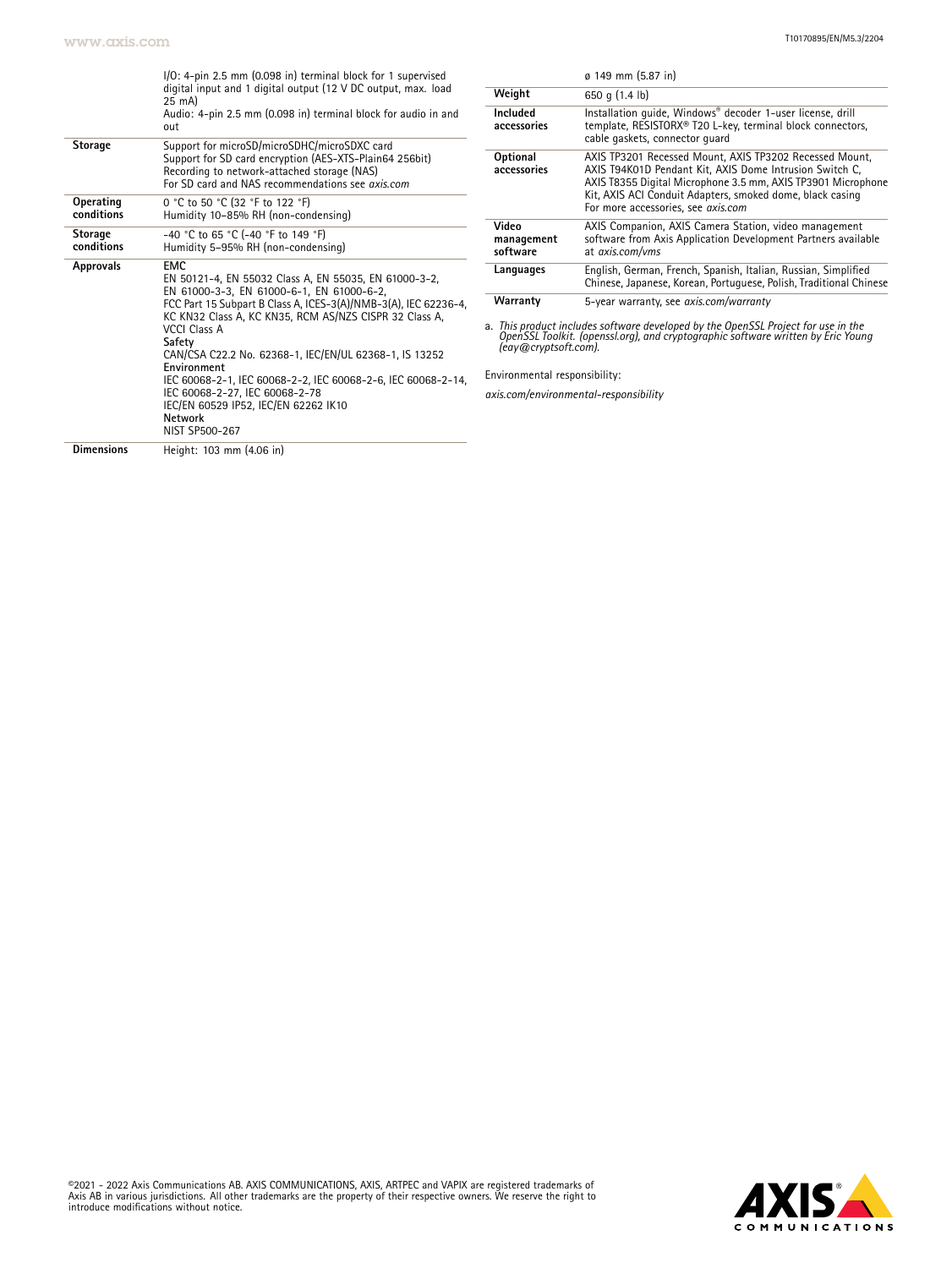| | |
|---|---|
| | I/O: 4-pin 2.5 mm (0.098 in) terminal block for 1 supervised digital input and 1 digital output (12 V DC output, max. load 25 mA)<br>Audio: 4-pin 2.5 mm (0.098 in) terminal block for audio in and out |
| **Storage** | Support for microSD/microSDHC/microSDXC card<br>Support for SD card encryption (AES-XTS-Plain64 256bit)<br>Recording to network-attached storage (NAS)<br>For SD card and NAS recommendations see *axis.com* |
| **Operating conditions** | 0 °C to 50 °C (32 °F to 122 °F)<br>Humidity 10–85% RH (non-condensing) |
| **Storage conditions** | -40 °C to 65 °C (-40 °F to 149 °F)<br>Humidity 5–95% RH (non-condensing) |
| **Approvals** | **EMC**<br>EN 50121-4, EN 55032 Class A, EN 55035, EN 61000-3-2, EN 61000-3-3, EN 61000-6-1, EN 61000-6-2, FCC Part 15 Subpart B Class A, ICES-3(A)/NMB-3(A), IEC 62236-4, KC KN32 Class A, KC KN35, RCM AS/NZS CISPR 32 Class A, VCCI Class A<br>**Safety**<br>CAN/CSA C22.2 No. 62368-1, IEC/EN/UL 62368-1, IS 13252<br>**Environment**<br>IEC 60068-2-1, IEC 60068-2-2, IEC 60068-2-6, IEC 60068-2-14, IEC 60068-2-27, IEC 60068-2-78<br>IEC/EN 60529 IP52, IEC/EN 62262 IK10<br>**Network**<br>NIST SP500-267 |
| **Dimensions** | Height: 103 mm (4.06 in)<br>ø 149 mm (5.87 in) |
| **Weight** | 650 g (1.4 lb) |
| **Included accessories** | Installation guide, Windows® decoder 1-user license, drill template, RESISTORX® T20 L-key, terminal block connectors, cable gaskets, connector guard |
| **Optional accessories** | AXIS TP3201 Recessed Mount, AXIS TP3202 Recessed Mount, AXIS T94K01D Pendant Kit, AXIS Dome Intrusion Switch C, AXIS T8355 Digital Microphone 3.5 mm, AXIS TP3901 Microphone Kit, AXIS ACI Conduit Adapters, smoked dome, black casing<br>For more accessories, see *axis.com* |
| **Video management software** | AXIS Companion, AXIS Camera Station, video management software from Axis Application Development Partners available at *axis.com/vms* |
| **Languages** | English, German, French, Spanish, Italian, Russian, Simplified Chinese, Japanese, Korean, Portuguese, Polish, Traditional Chinese |
| **Warranty** | 5-year warranty, see *axis.com/warranty* |

a. *This product includes software developed by the OpenSSL Project for use in the OpenSSL Toolkit. (openssl.org), and cryptographic software written by Eric Young (eay@cryptsoft.com).*

Environmental responsibility:

*axis.com/environmental-responsibility*

©2021 - 2022 Axis Communications AB. AXIS COMMUNICATIONS, AXIS, ARTPEC and VAPIX are registered trademarks of Axis AB in various jurisdictions. All other trademarks are the property of their respective owners. We reserve the right to introduce modifications without notice.